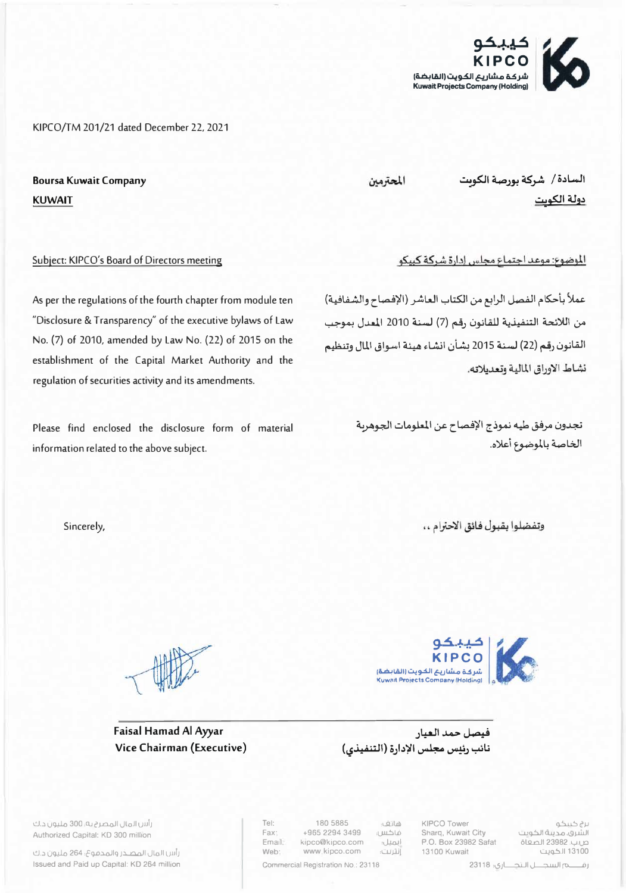كيبكو
KIPCO
شركة مشاريع الكويت (القابضة)
Kuwait Projects Company (Holding)

KIPCO/TM 201/21 dated December 22, 2021

**Boursa Kuwait Company**
**KUWAIT**

السادة / شركة بورصة الكويت المحترمين
دولة الكويت

Subject: KIPCO's Board of Directors meeting

الموضوع: موعد اجتماع مجلس إدارة شركة كيبكو

As per the regulations of the fourth chapter from module ten "Disclosure & Transparency" of the executive bylaws of Law No. (7) of 2010, amended by Law No. (22) of 2015 on the establishment of the Capital Market Authority and the regulation of securities activity and its amendments.

عملاً بأحكام الفصل الرابع من الكتاب العاشر (الإفصاح والشفافية) من اللائحة التنفيذية للقانون رقم (7) لسنة 2010 المعدل بموجب القانون رقم (22) لسنة 2015 بشأن انشاء هيئة اسواق المال وتنظيم نشاط الاوراق المالية وتعديلاته.

Please find enclosed the disclosure form of material information related to the above subject.

تجدون مرفق طيه نموذج الإفصاح عن المعلومات الجوهرية الخاصة بالموضوع أعلاه.

Sincerely,

وتفضلوا بقبول فائق الاحترام ،،

**Faisal Hamad Al Ayyar**
**Vice Chairman (Executive)**

فيصل حمد العيار
نائب رئيس مجلس الإدارة (التنفيذي)

رأس المال المصرح به: 300 مليون د.ك
Authorized Capital: KD 300 million
رأس المال المصدر والمدفوع: 264 مليون د.ك
Issued and Paid up Capital: KD 264 million

Tel: 180 5885 :هاتف
Fax: +965 2294 3499 :فاكس
Email: kipco@kipco.com :إيميل
Web: www.kipco.com :إنترنت
Commercial Registration No.: 23118

KIPCO Tower
Sharq, Kuwait City
P.O. Box 23982 Safat
13100 Kuwait

برج كيبكو
الشرق، مدينة الكويت
ص.ب. 23982 الصفاة
13100 الكويت
رقم السجل التجاري: 23118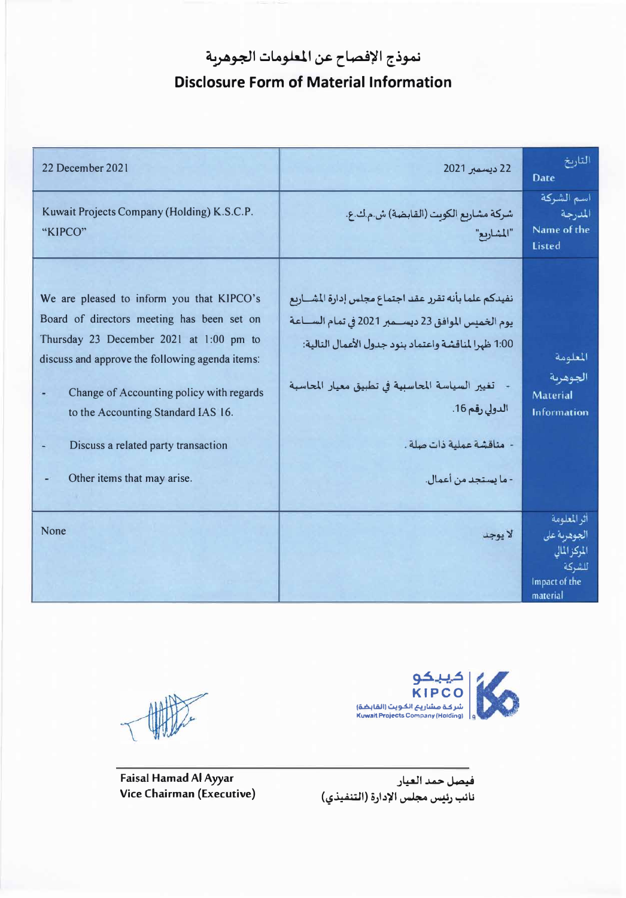# نموذج الإفصاح عن المعلومات الجوهرية

# Disclosure Form of Material Information

| | | |
|---|---|---|
| 22 December 2021 | 22 ديسمبر 2021 | التاريخ Date |
| Kuwait Projects Company (Holding) K.S.C.P. "KIPCO" | شركة مشاريع الكويت (القابضة) ش.م.ك.ع. "المشاريع" | اسم الشركة المدرجة Name of the Listed |
| We are pleased to inform you that KIPCO's Board of directors meeting has been set on Thursday 23 December 2021 at 1:00 pm to discuss and approve the following agenda items:<br>- Change of Accounting policy with regards to the Accounting Standard IAS 16.<br>- Discuss a related party transaction<br>- Other items that may arise. | نفيدكم علما بأنه تقرر عقد اجتماع مجلس إدارة المشاريع يوم الخميس الموافق 23 ديسمبر 2021 في تمام الساعة 1:00 ظهرا لمناقشة واعتماد بنود جدول الأعمال التالية:<br>- تغيير السياسة المحاسبية في تطبق معيار المحاسبة الدولي رقم 16.<br>- مناقشة عملية ذات صلة .<br>- ما يستجد من أعمال. | المعلومة الجوهرية Material Information |
| None | لا يوجد | أثر المعلومة الجوهرية على المركز المالي للشركة Impact of the material |

كيبكو
KIPCO
شركة مشاريع الكويت (القابضة)
Kuwait Projects Company (Holding)

**Faisal Hamad Al Ayyar**
**Vice Chairman (Executive)**

**فيصل حمد العيار**
**نائب رئيس مجلس الإدارة (التنفيذي)**